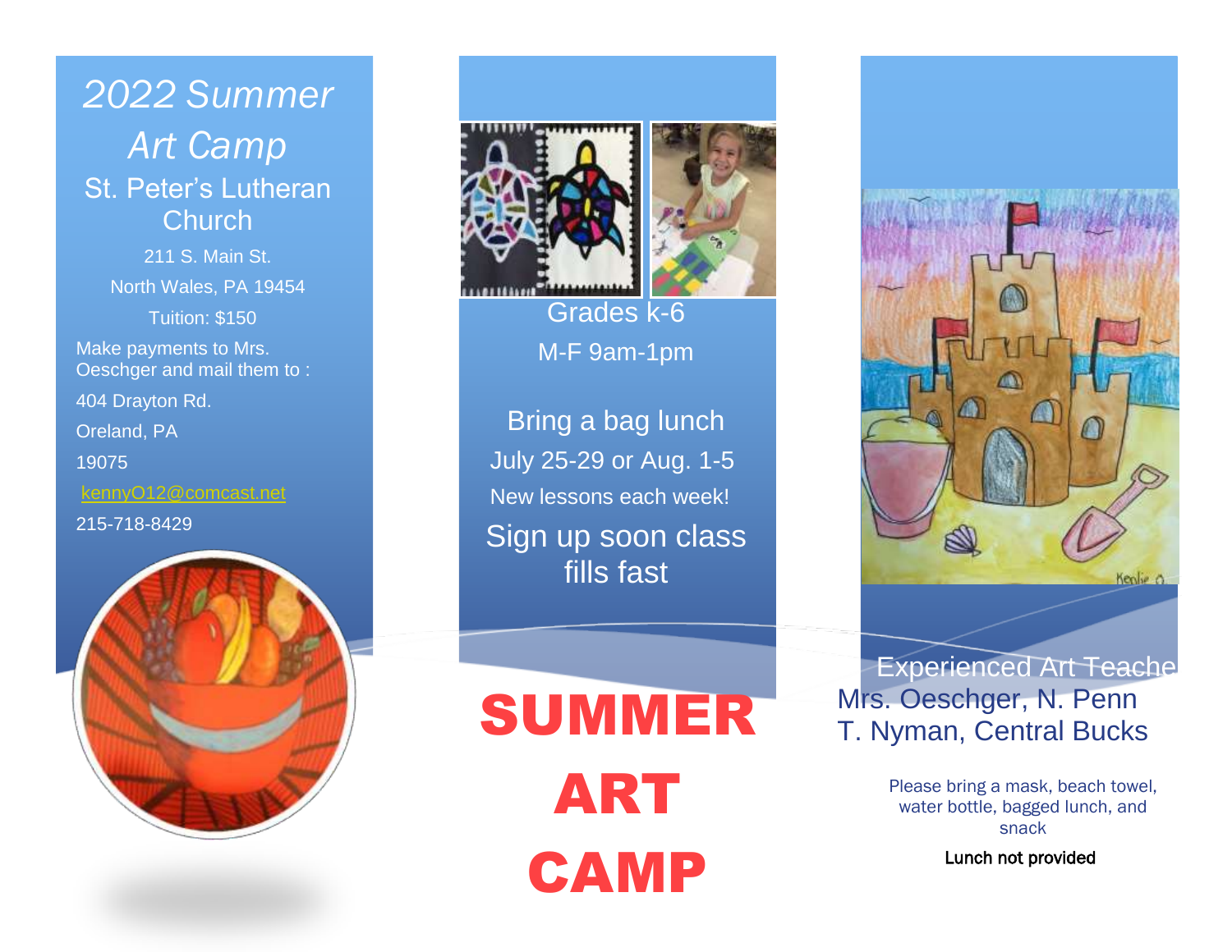# 2022 Summer Art Camp

## St. Peter's Lutheran Church

211 S. Main St.

North Wales, PA 19454

Tuition: $150

Make payments to Mrs. Oeschger and mail them to :

404 Drayton Rd.

Oreland, PA

19075

kennyO12@comcast.net

215-718-8429

Grades k-6

M-F 9am-1pm

Bring a bag lunch

July 25-29 or Aug. 1-5

New lessons each week!

Sign up soon class fills fast

# SUMMER ART CAMP

Experienced Art Teache

Mrs. Oeschger, N. Penn

T. Nyman, Central Bucks

Please bring a mask, beach towel, water bottle, bagged lunch, and snack

Lunch not provided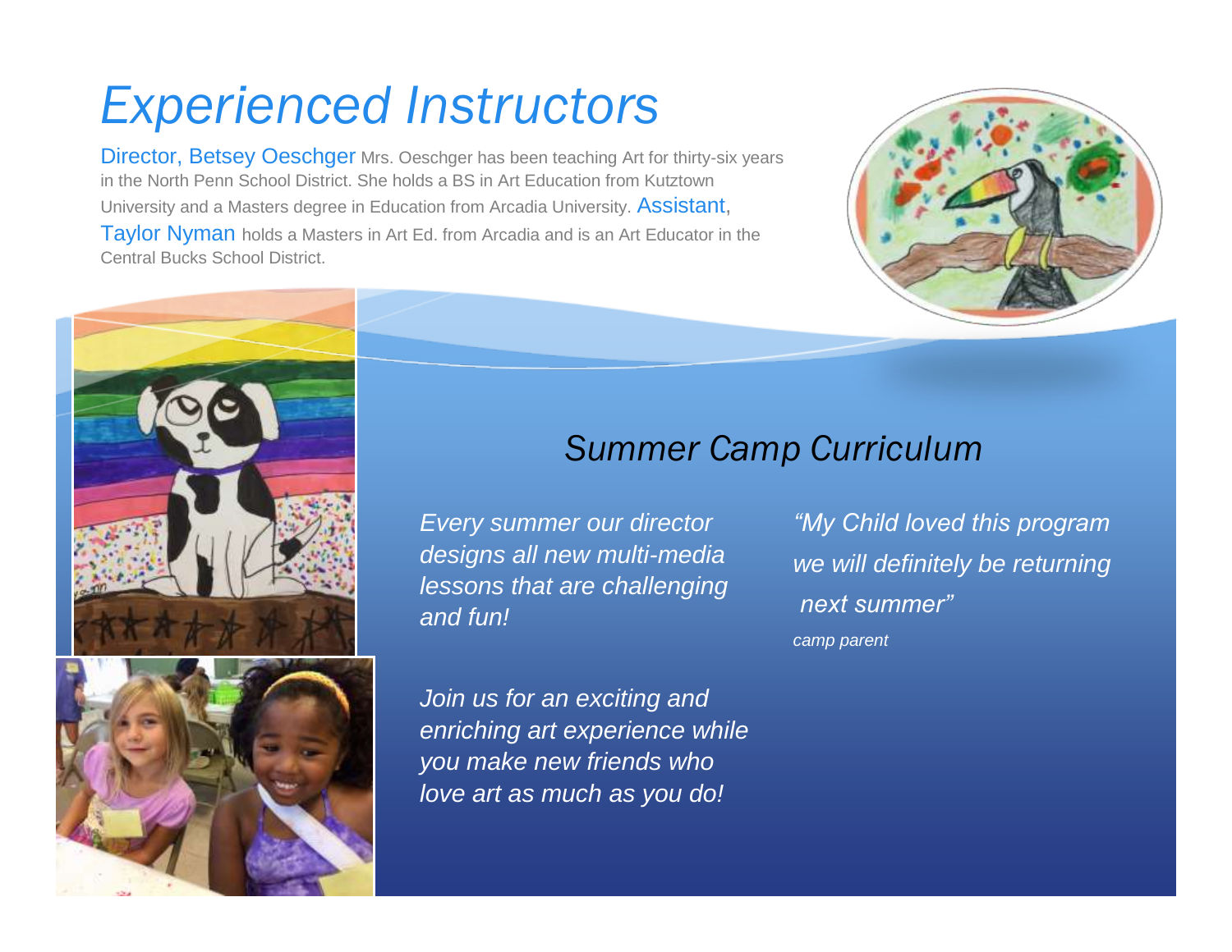# *Experienced Instructors*

Director, Betsey Oeschger Mrs. Oeschger has been teaching Art for thirty-six years in the North Penn School District. She holds a BS in Art Education from Kutztown University and a Masters degree in Education from Arcadia University. Assistant, Taylor Nyman holds a Masters in Art Ed. from Arcadia and is an Art Educator in the Central Bucks School District.

## *Summer Camp Curriculum*

*Every summer our director designs all new multi-media lessons that are challenging and fun!*

*Join us for an exciting and enriching art experience while you make new friends who love art as much as you do!*

*"My Child loved this program we will definitely be returning next summer"*

*camp parent*